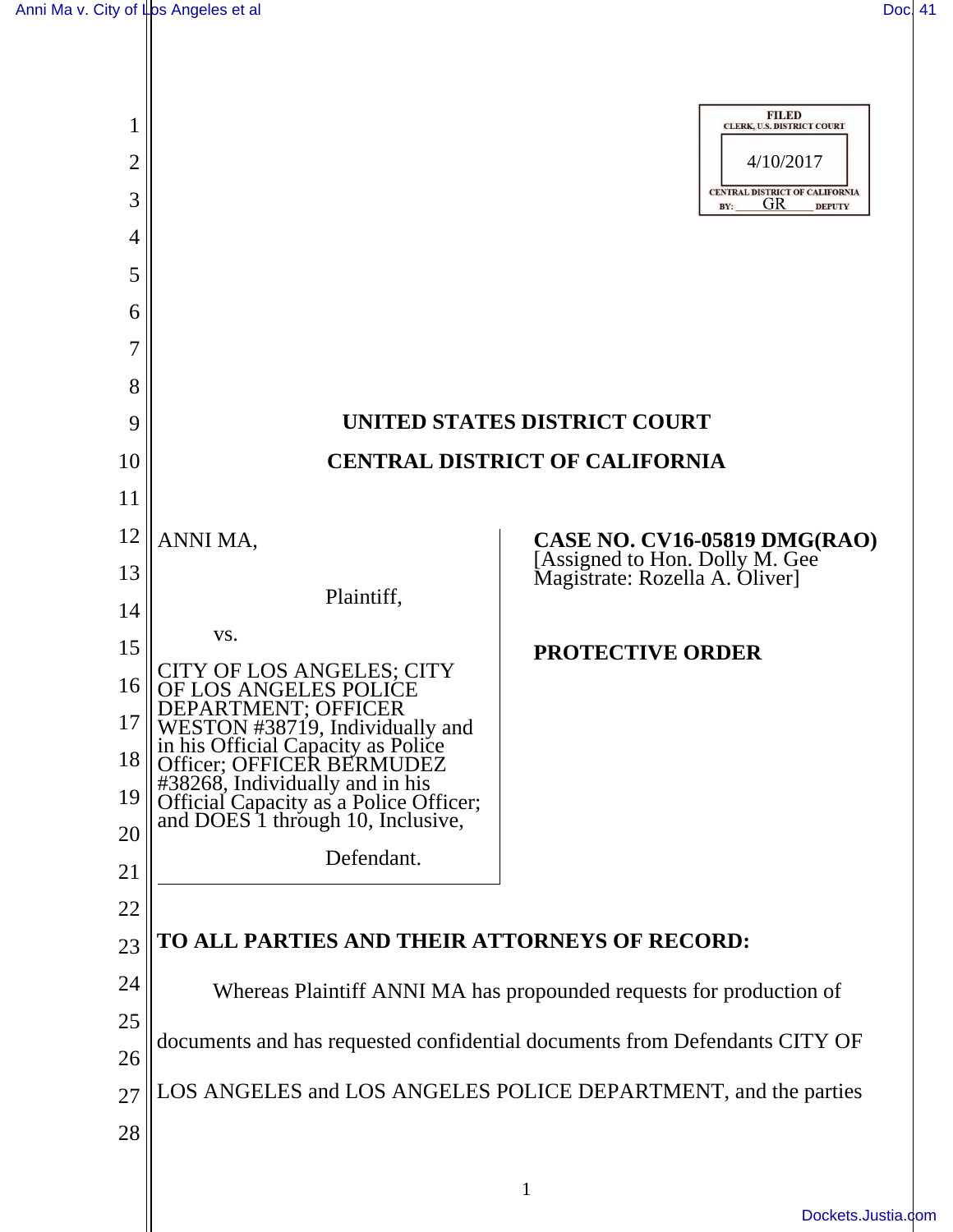FILED
CLERK, U.S. DISTRICT COURT
4/10/2017
CENTRAL DISTRICT OF CALIFORNIA
BY: GR DEPUTY

**UNITED STATES DISTRICT COURT**

**CENTRAL DISTRICT OF CALIFORNIA**

| | |
|---|---|
| ANNI MA,<br><br>Plaintiff,<br><br>vs.<br><br>CITY OF LOS ANGELES; CITY OF LOS ANGELES POLICE DEPARTMENT; OFFICER WESTON #38719, Individually and in his Official Capacity as Police Officer; OFFICER BERMUDEZ #38268, Individually and in his Official Capacity as a Police Officer; and DOES 1 through 10, Inclusive,<br><br>Defendant. | **CASE NO. CV16-05819 DMG(RAO)**<br>[Assigned to Hon. Dolly M. Gee Magistrate: Rozella A. Oliver]<br><br>**PROTECTIVE ORDER** |

**TO ALL PARTIES AND THEIR ATTORNEYS OF RECORD:**

Whereas Plaintiff ANNI MA has propounded requests for production of documents and has requested confidential documents from Defendants CITY OF LOS ANGELES and LOS ANGELES POLICE DEPARTMENT, and the parties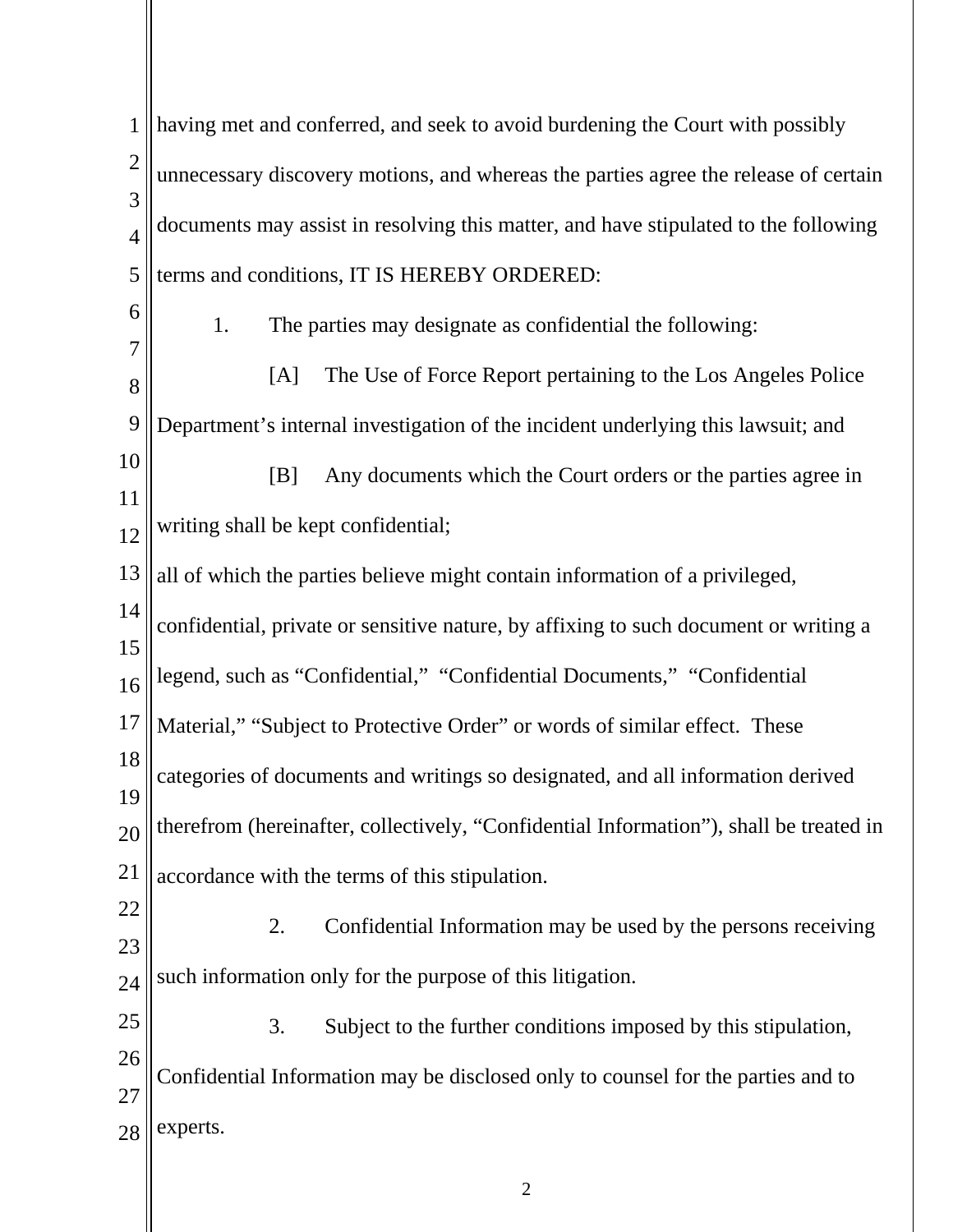having met and conferred, and seek to avoid burdening the Court with possibly unnecessary discovery motions, and whereas the parties agree the release of certain documents may assist in resolving this matter, and have stipulated to the following terms and conditions, IT IS HEREBY ORDERED:

1. The parties may designate as confidential the following:

[A] The Use of Force Report pertaining to the Los Angeles Police Department's internal investigation of the incident underlying this lawsuit; and

[B] Any documents which the Court orders or the parties agree in writing shall be kept confidential;

all of which the parties believe might contain information of a privileged, confidential, private or sensitive nature, by affixing to such document or writing a legend, such as "Confidential," "Confidential Documents," "Confidential Material," "Subject to Protective Order" or words of similar effect. These categories of documents and writings so designated, and all information derived therefrom (hereinafter, collectively, "Confidential Information"), shall be treated in accordance with the terms of this stipulation.

2. Confidential Information may be used by the persons receiving such information only for the purpose of this litigation.

3. Subject to the further conditions imposed by this stipulation, Confidential Information may be disclosed only to counsel for the parties and to experts.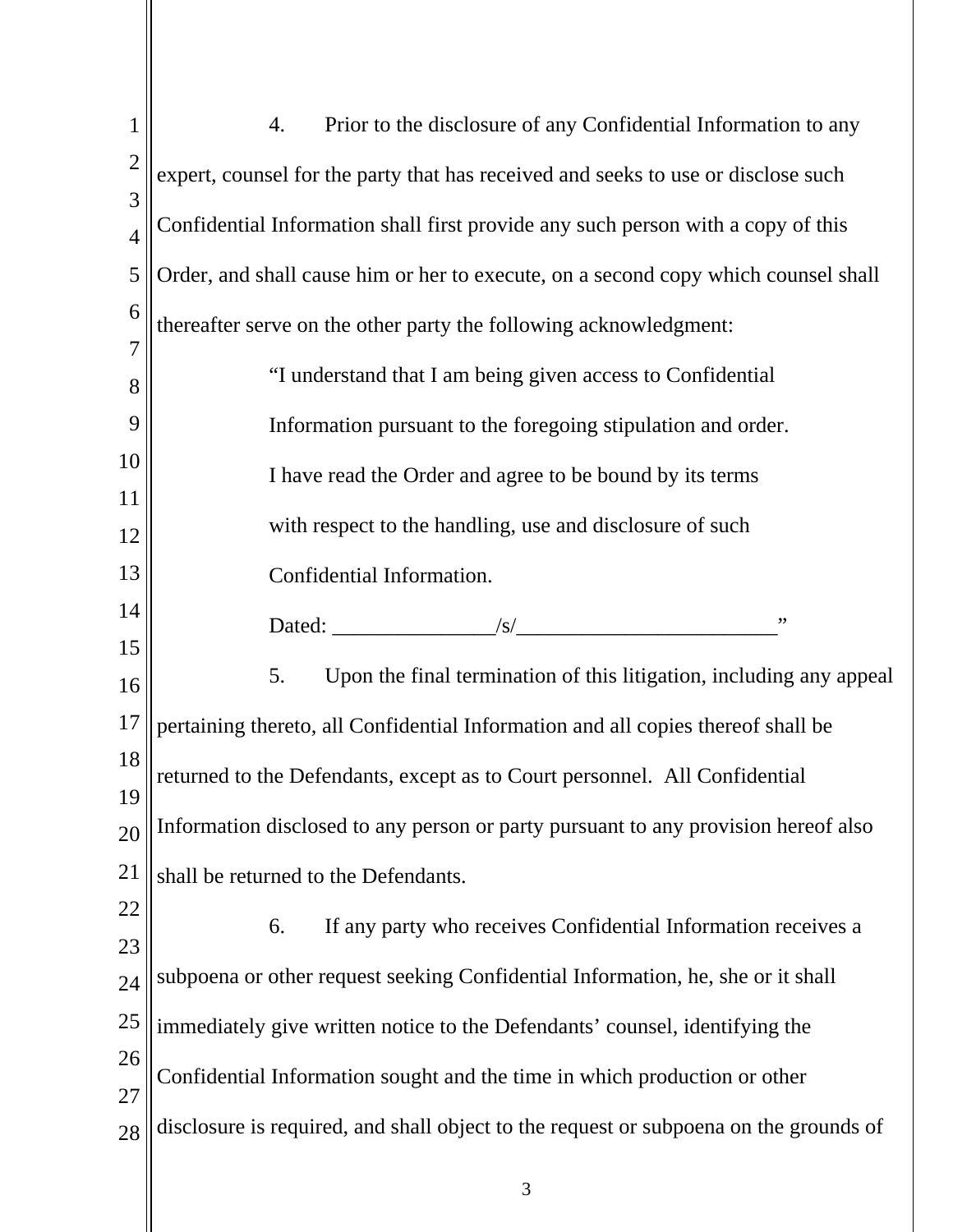4. Prior to the disclosure of any Confidential Information to any expert, counsel for the party that has received and seeks to use or disclose such Confidential Information shall first provide any such person with a copy of this Order, and shall cause him or her to execute, on a second copy which counsel shall thereafter serve on the other party the following acknowledgment:

> "I understand that I am being given access to Confidential Information pursuant to the foregoing stipulation and order. I have read the Order and agree to be bound by its terms with respect to the handling, use and disclosure of such Confidential Information.
>
> Dated: _______________/s/________________________"

5. Upon the final termination of this litigation, including any appeal pertaining thereto, all Confidential Information and all copies thereof shall be returned to the Defendants, except as to Court personnel. All Confidential Information disclosed to any person or party pursuant to any provision hereof also shall be returned to the Defendants.

6. If any party who receives Confidential Information receives a subpoena or other request seeking Confidential Information, he, she or it shall immediately give written notice to the Defendants' counsel, identifying the Confidential Information sought and the time in which production or other disclosure is required, and shall object to the request or subpoena on the grounds of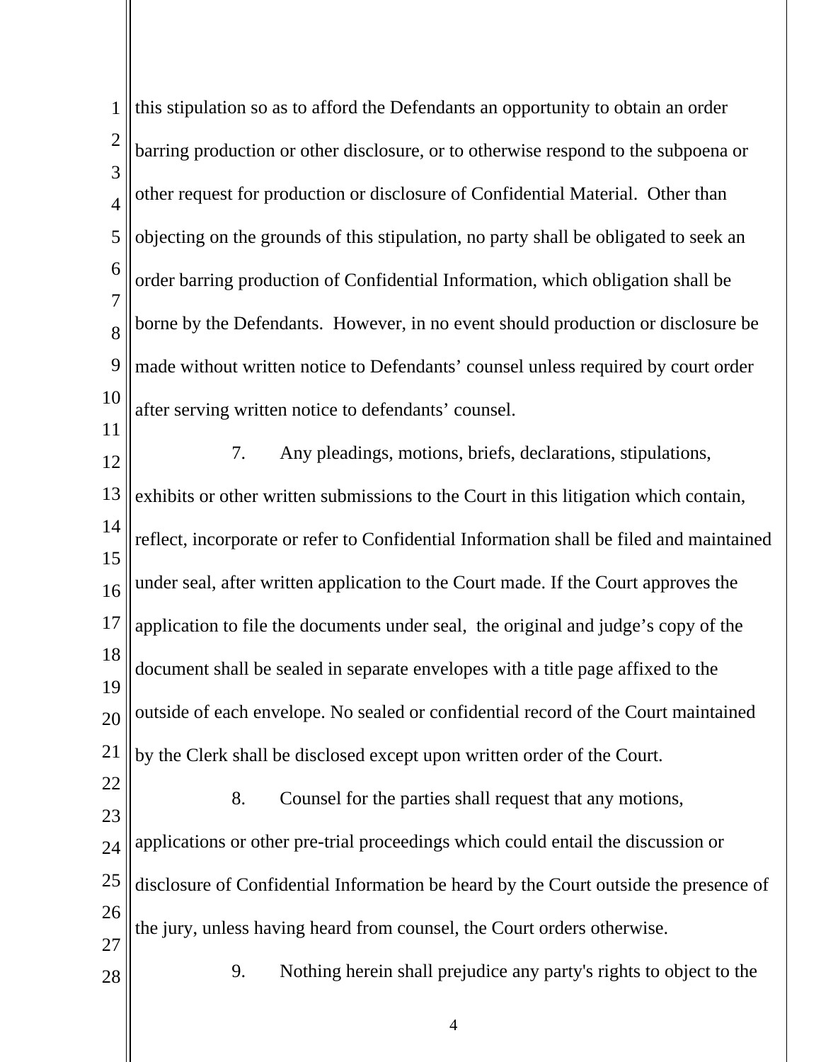this stipulation so as to afford the Defendants an opportunity to obtain an order barring production or other disclosure, or to otherwise respond to the subpoena or other request for production or disclosure of Confidential Material. Other than objecting on the grounds of this stipulation, no party shall be obligated to seek an order barring production of Confidential Information, which obligation shall be borne by the Defendants. However, in no event should production or disclosure be made without written notice to Defendants' counsel unless required by court order after serving written notice to defendants' counsel.

7. Any pleadings, motions, briefs, declarations, stipulations, exhibits or other written submissions to the Court in this litigation which contain, reflect, incorporate or refer to Confidential Information shall be filed and maintained under seal, after written application to the Court made. If the Court approves the application to file the documents under seal, the original and judge's copy of the document shall be sealed in separate envelopes with a title page affixed to the outside of each envelope. No sealed or confidential record of the Court maintained by the Clerk shall be disclosed except upon written order of the Court.

8. Counsel for the parties shall request that any motions, applications or other pre-trial proceedings which could entail the discussion or disclosure of Confidential Information be heard by the Court outside the presence of the jury, unless having heard from counsel, the Court orders otherwise.

9. Nothing herein shall prejudice any party's rights to object to the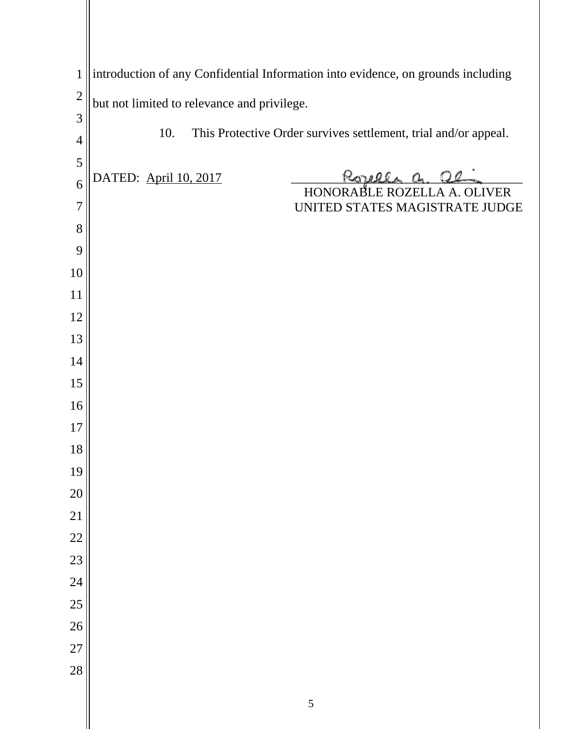introduction of any Confidential Information into evidence, on grounds including but not limited to relevance and privilege.

10. This Protective Order survives settlement, trial and/or appeal.

DATED: April 10, 2017

HONORABLE ROZELLA A. OLIVER
UNITED STATES MAGISTRATE JUDGE